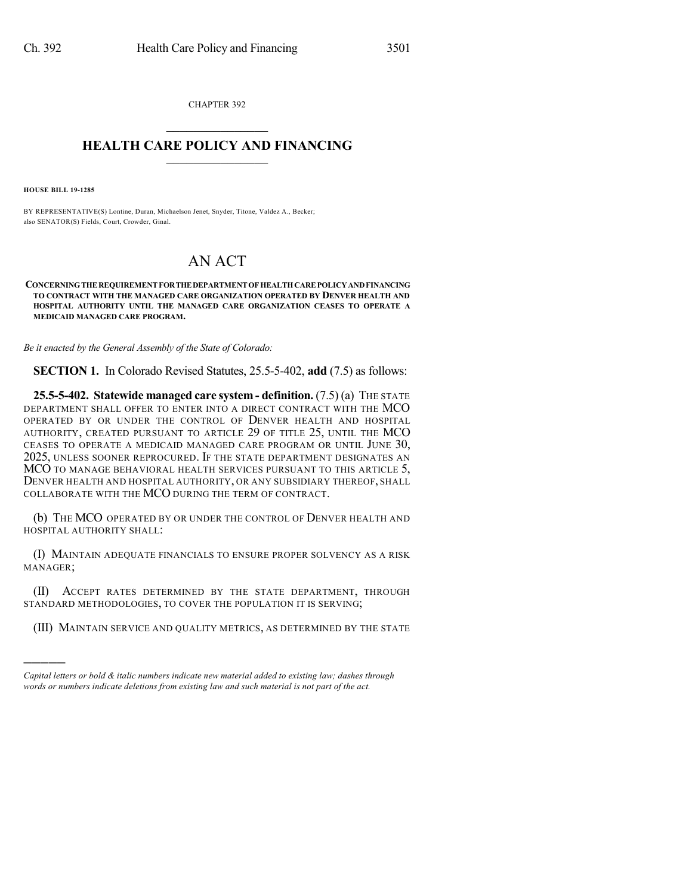CHAPTER 392

# HEALTH CARE POLICY AND FINANCING

**HOUSE BILL 19-1285**

BY REPRESENTATIVE(S) Lontine, Duran, Michaelson Jenet, Snyder, Titone, Valdez A., Becker;
also SENATOR(S) Fields, Court, Crowder, Ginal.

# AN ACT

**CONCERNING THE REQUIREMENT FOR THE DEPARTMENT OF HEALTH CARE POLICY AND FINANCING TO CONTRACT WITH THE MANAGED CARE ORGANIZATION OPERATED BY DENVER HEALTH AND HOSPITAL AUTHORITY UNTIL THE MANAGED CARE ORGANIZATION CEASES TO OPERATE A MEDICAID MANAGED CARE PROGRAM.**

*Be it enacted by the General Assembly of the State of Colorado:*

**SECTION 1.** In Colorado Revised Statutes, 25.5-5-402, **add** (7.5) as follows:

**25.5-5-402. Statewide managed care system - definition.** (7.5) (a) THE STATE DEPARTMENT SHALL OFFER TO ENTER INTO A DIRECT CONTRACT WITH THE MCO OPERATED BY OR UNDER THE CONTROL OF DENVER HEALTH AND HOSPITAL AUTHORITY, CREATED PURSUANT TO ARTICLE 29 OF TITLE 25, UNTIL THE MCO CEASES TO OPERATE A MEDICAID MANAGED CARE PROGRAM OR UNTIL JUNE 30, 2025, UNLESS SOONER REPROCURED. IF THE STATE DEPARTMENT DESIGNATES AN MCO TO MANAGE BEHAVIORAL HEALTH SERVICES PURSUANT TO THIS ARTICLE 5, DENVER HEALTH AND HOSPITAL AUTHORITY, OR ANY SUBSIDIARY THEREOF, SHALL COLLABORATE WITH THE MCO DURING THE TERM OF CONTRACT.

(b) THE MCO OPERATED BY OR UNDER THE CONTROL OF DENVER HEALTH AND HOSPITAL AUTHORITY SHALL:

(I) MAINTAIN ADEQUATE FINANCIALS TO ENSURE PROPER SOLVENCY AS A RISK MANAGER;

(II) ACCEPT RATES DETERMINED BY THE STATE DEPARTMENT, THROUGH STANDARD METHODOLOGIES, TO COVER THE POPULATION IT IS SERVING;

(III) MAINTAIN SERVICE AND QUALITY METRICS, AS DETERMINED BY THE STATE

---

*Capital letters or bold & italic numbers indicate new material added to existing law; dashes through words or numbers indicate deletions from existing law and such material is not part of the act.*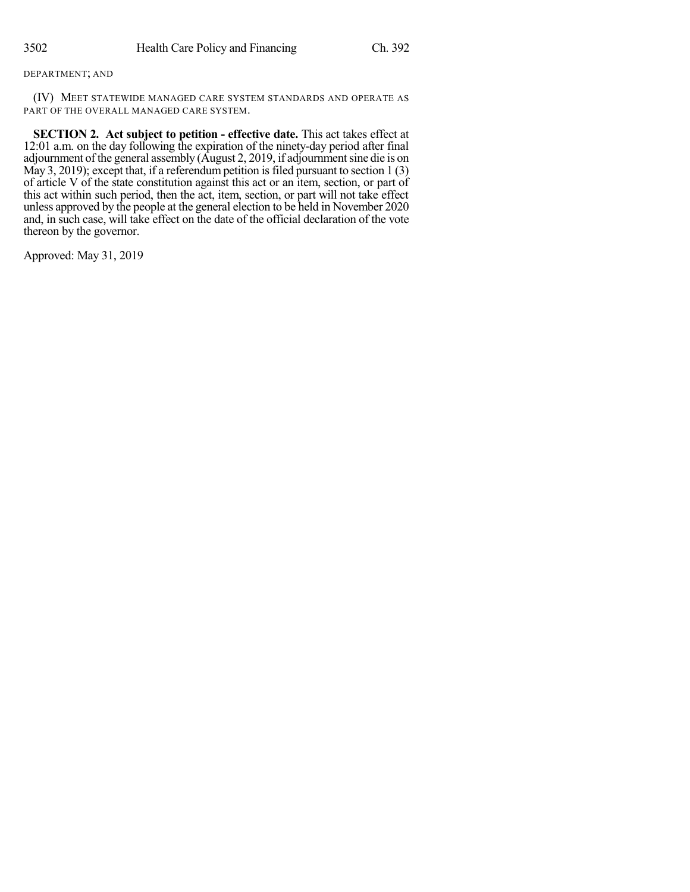DEPARTMENT; AND

(IV) MEET STATEWIDE MANAGED CARE SYSTEM STANDARDS AND OPERATE AS PART OF THE OVERALL MANAGED CARE SYSTEM.

**SECTION 2. Act subject to petition - effective date.** This act takes effect at 12:01 a.m. on the day following the expiration of the ninety-day period after final adjournment of the general assembly (August 2, 2019, if adjournment sine die is on May 3, 2019); except that, if a referendum petition is filed pursuant to section 1 (3) of article V of the state constitution against this act or an item, section, or part of this act within such period, then the act, item, section, or part will not take effect unless approved by the people at the general election to be held in November 2020 and, in such case, will take effect on the date of the official declaration of the vote thereon by the governor.

Approved: May 31, 2019